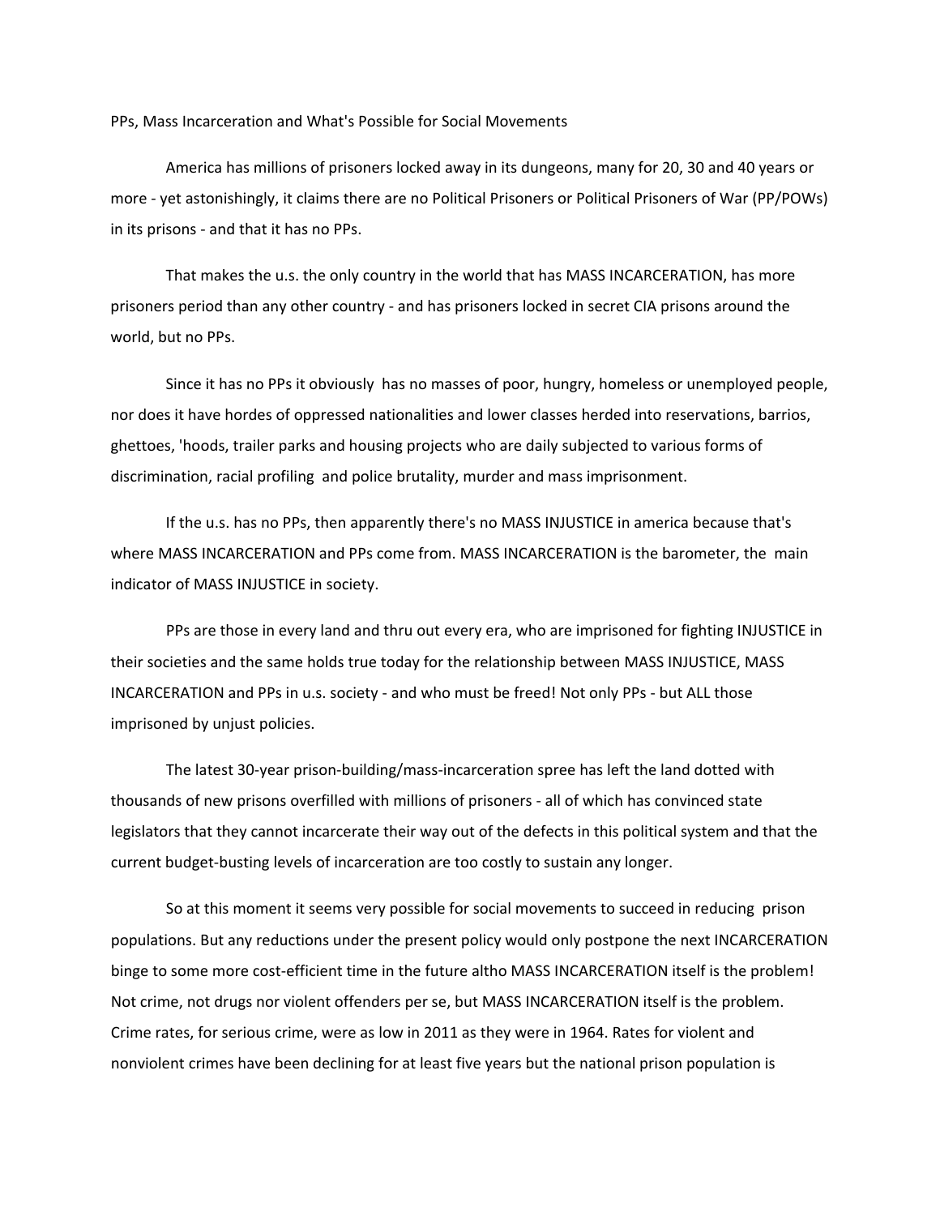# PPs, Mass Incarceration and What's Possible for Social Movements

America has millions of prisoners locked away in its dungeons, many for 20, 30 and 40 years or more - yet astonishingly, it claims there are no Political Prisoners or Political Prisoners of War (PP/POWs) in its prisons - and that it has no PPs.

That makes the u.s. the only country in the world that has MASS INCARCERATION, has more prisoners period than any other country - and has prisoners locked in secret CIA prisons around the world, but no PPs.

Since it has no PPs it obviously has no masses of poor, hungry, homeless or unemployed people, nor does it have hordes of oppressed nationalities and lower classes herded into reservations, barrios, ghettoes, 'hoods, trailer parks and housing projects who are daily subjected to various forms of discrimination, racial profiling and police brutality, murder and mass imprisonment.

If the u.s. has no PPs, then apparently there's no MASS INJUSTICE in america because that's where MASS INCARCERATION and PPs come from. MASS INCARCERATION is the barometer, the main indicator of MASS INJUSTICE in society.

PPs are those in every land and thru out every era, who are imprisoned for fighting INJUSTICE in their societies and the same holds true today for the relationship between MASS INJUSTICE, MASS INCARCERATION and PPs in u.s. society - and who must be freed! Not only PPs - but ALL those imprisoned by unjust policies.

The latest 30-year prison-building/mass-incarceration spree has left the land dotted with thousands of new prisons overfilled with millions of prisoners - all of which has convinced state legislators that they cannot incarcerate their way out of the defects in this political system and that the current budget-busting levels of incarceration are too costly to sustain any longer.

So at this moment it seems very possible for social movements to succeed in reducing prison populations. But any reductions under the present policy would only postpone the next INCARCERATION binge to some more cost-efficient time in the future altho MASS INCARCERATION itself is the problem! Not crime, not drugs nor violent offenders per se, but MASS INCARCERATION itself is the problem. Crime rates, for serious crime, were as low in 2011 as they were in 1964. Rates for violent and nonviolent crimes have been declining for at least five years but the national prison population is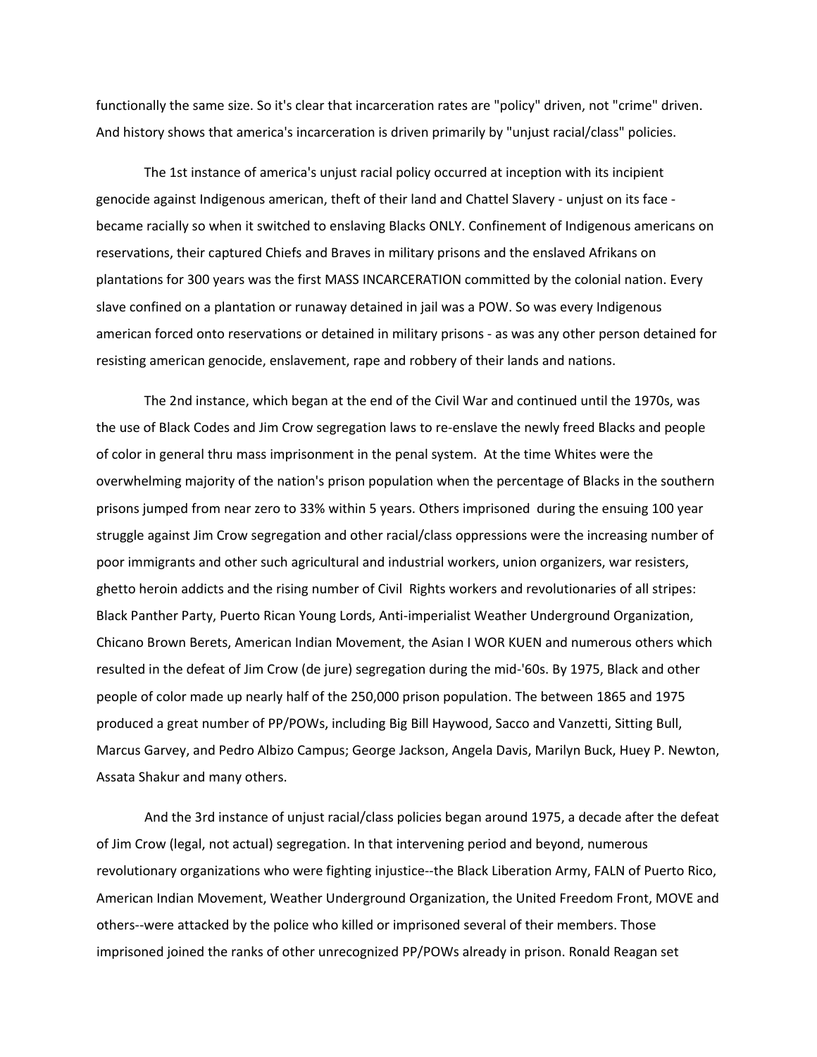functionally the same size. So it's clear that incarceration rates are "policy" driven, not "crime" driven. And history shows that america's incarceration is driven primarily by "unjust racial/class" policies.

The 1st instance of america's unjust racial policy occurred at inception with its incipient genocide against Indigenous american, theft of their land and Chattel Slavery - unjust on its face - became racially so when it switched to enslaving Blacks ONLY. Confinement of Indigenous americans on reservations, their captured Chiefs and Braves in military prisons and the enslaved Afrikans on plantations for 300 years was the first MASS INCARCERATION committed by the colonial nation. Every slave confined on a plantation or runaway detained in jail was a POW. So was every Indigenous american forced onto reservations or detained in military prisons - as was any other person detained for resisting american genocide, enslavement, rape and robbery of their lands and nations.

The 2nd instance, which began at the end of the Civil War and continued until the 1970s, was the use of Black Codes and Jim Crow segregation laws to re-enslave the newly freed Blacks and people of color in general thru mass imprisonment in the penal system. At the time Whites were the overwhelming majority of the nation's prison population when the percentage of Blacks in the southern prisons jumped from near zero to 33% within 5 years. Others imprisoned during the ensuing 100 year struggle against Jim Crow segregation and other racial/class oppressions were the increasing number of poor immigrants and other such agricultural and industrial workers, union organizers, war resisters, ghetto heroin addicts and the rising number of Civil Rights workers and revolutionaries of all stripes: Black Panther Party, Puerto Rican Young Lords, Anti-imperialist Weather Underground Organization, Chicano Brown Berets, American Indian Movement, the Asian I WOR KUEN and numerous others which resulted in the defeat of Jim Crow (de jure) segregation during the mid-'60s. By 1975, Black and other people of color made up nearly half of the 250,000 prison population. The between 1865 and 1975 produced a great number of PP/POWs, including Big Bill Haywood, Sacco and Vanzetti, Sitting Bull, Marcus Garvey, and Pedro Albizo Campus; George Jackson, Angela Davis, Marilyn Buck, Huey P. Newton, Assata Shakur and many others.

And the 3rd instance of unjust racial/class policies began around 1975, a decade after the defeat of Jim Crow (legal, not actual) segregation. In that intervening period and beyond, numerous revolutionary organizations who were fighting injustice--the Black Liberation Army, FALN of Puerto Rico, American Indian Movement, Weather Underground Organization, the United Freedom Front, MOVE and others--were attacked by the police who killed or imprisoned several of their members. Those imprisoned joined the ranks of other unrecognized PP/POWs already in prison. Ronald Reagan set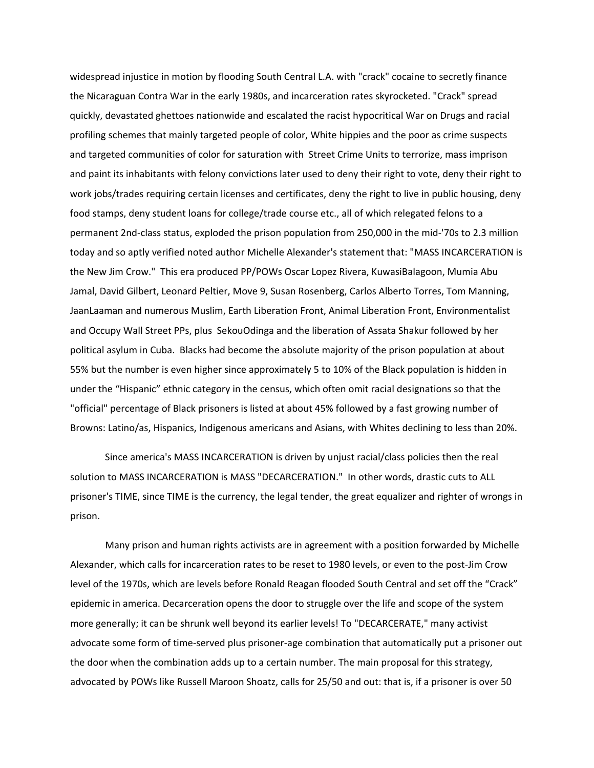widespread injustice in motion by flooding South Central L.A. with "crack" cocaine to secretly finance the Nicaraguan Contra War in the early 1980s, and incarceration rates skyrocketed. "Crack" spread quickly, devastated ghettoes nationwide and escalated the racist hypocritical War on Drugs and racial profiling schemes that mainly targeted people of color, White hippies and the poor as crime suspects and targeted communities of color for saturation with Street Crime Units to terrorize, mass imprison and paint its inhabitants with felony convictions later used to deny their right to vote, deny their right to work jobs/trades requiring certain licenses and certificates, deny the right to live in public housing, deny food stamps, deny student loans for college/trade course etc., all of which relegated felons to a permanent 2nd-class status, exploded the prison population from 250,000 in the mid-'70s to 2.3 million today and so aptly verified noted author Michelle Alexander's statement that: "MASS INCARCERATION is the New Jim Crow." This era produced PP/POWs Oscar Lopez Rivera, KuwasiBalagoon, Mumia Abu Jamal, David Gilbert, Leonard Peltier, Move 9, Susan Rosenberg, Carlos Alberto Torres, Tom Manning, JaanLaaman and numerous Muslim, Earth Liberation Front, Animal Liberation Front, Environmentalist and Occupy Wall Street PPs, plus SekouOdinga and the liberation of Assata Shakur followed by her political asylum in Cuba. Blacks had become the absolute majority of the prison population at about 55% but the number is even higher since approximately 5 to 10% of the Black population is hidden in under the "Hispanic" ethnic category in the census, which often omit racial designations so that the "official" percentage of Black prisoners is listed at about 45% followed by a fast growing number of Browns: Latino/as, Hispanics, Indigenous americans and Asians, with Whites declining to less than 20%.

Since america's MASS INCARCERATION is driven by unjust racial/class policies then the real solution to MASS INCARCERATION is MASS "DECARCERATION." In other words, drastic cuts to ALL prisoner's TIME, since TIME is the currency, the legal tender, the great equalizer and righter of wrongs in prison.

Many prison and human rights activists are in agreement with a position forwarded by Michelle Alexander, which calls for incarceration rates to be reset to 1980 levels, or even to the post-Jim Crow level of the 1970s, which are levels before Ronald Reagan flooded South Central and set off the "Crack" epidemic in america. Decarceration opens the door to struggle over the life and scope of the system more generally; it can be shrunk well beyond its earlier levels! To "DECARCERATE," many activist advocate some form of time-served plus prisoner-age combination that automatically put a prisoner out the door when the combination adds up to a certain number. The main proposal for this strategy, advocated by POWs like Russell Maroon Shoatz, calls for 25/50 and out: that is, if a prisoner is over 50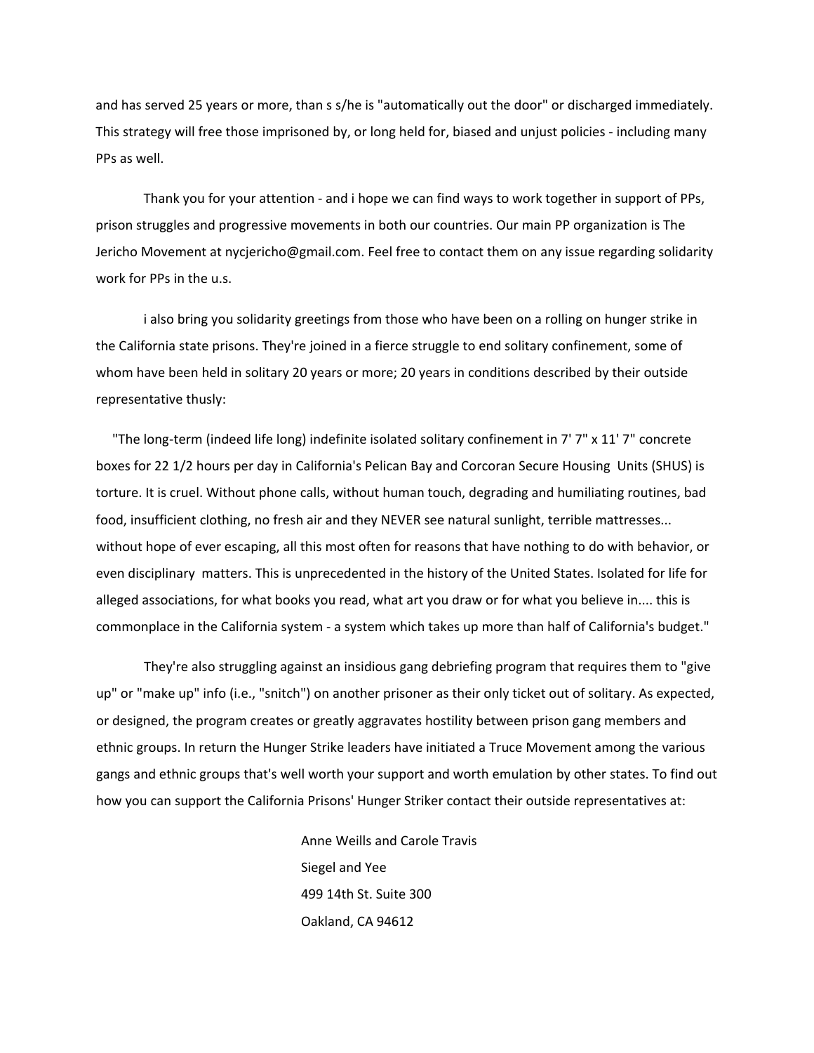and has served 25 years or more, than s s/he is "automatically out the door" or discharged immediately. This strategy will free those imprisoned by, or long held for, biased and unjust policies - including many PPs as well.

Thank you for your attention - and i hope we can find ways to work together in support of PPs, prison struggles and progressive movements in both our countries. Our main PP organization is The Jericho Movement at nycjericho@gmail.com. Feel free to contact them on any issue regarding solidarity work for PPs in the u.s.

i also bring you solidarity greetings from those who have been on a rolling on hunger strike in the California state prisons. They're joined in a fierce struggle to end solitary confinement, some of whom have been held in solitary 20 years or more; 20 years in conditions described by their outside representative thusly:

"The long-term (indeed life long) indefinite isolated solitary confinement in 7' 7" x 11' 7" concrete boxes for 22 1/2 hours per day in California's Pelican Bay and Corcoran Secure Housing Units (SHUS) is torture. It is cruel. Without phone calls, without human touch, degrading and humiliating routines, bad food, insufficient clothing, no fresh air and they NEVER see natural sunlight, terrible mattresses... without hope of ever escaping, all this most often for reasons that have nothing to do with behavior, or even disciplinary matters. This is unprecedented in the history of the United States. Isolated for life for alleged associations, for what books you read, what art you draw or for what you believe in.... this is commonplace in the California system - a system which takes up more than half of California's budget."

They're also struggling against an insidious gang debriefing program that requires them to "give up" or "make up" info (i.e., "snitch") on another prisoner as their only ticket out of solitary. As expected, or designed, the program creates or greatly aggravates hostility between prison gang members and ethnic groups. In return the Hunger Strike leaders have initiated a Truce Movement among the various gangs and ethnic groups that's well worth your support and worth emulation by other states. To find out how you can support the California Prisons' Hunger Striker contact their outside representatives at:

Anne Weills and Carole Travis  
Siegel and Yee  
499 14th St. Suite 300  
Oakland, CA 94612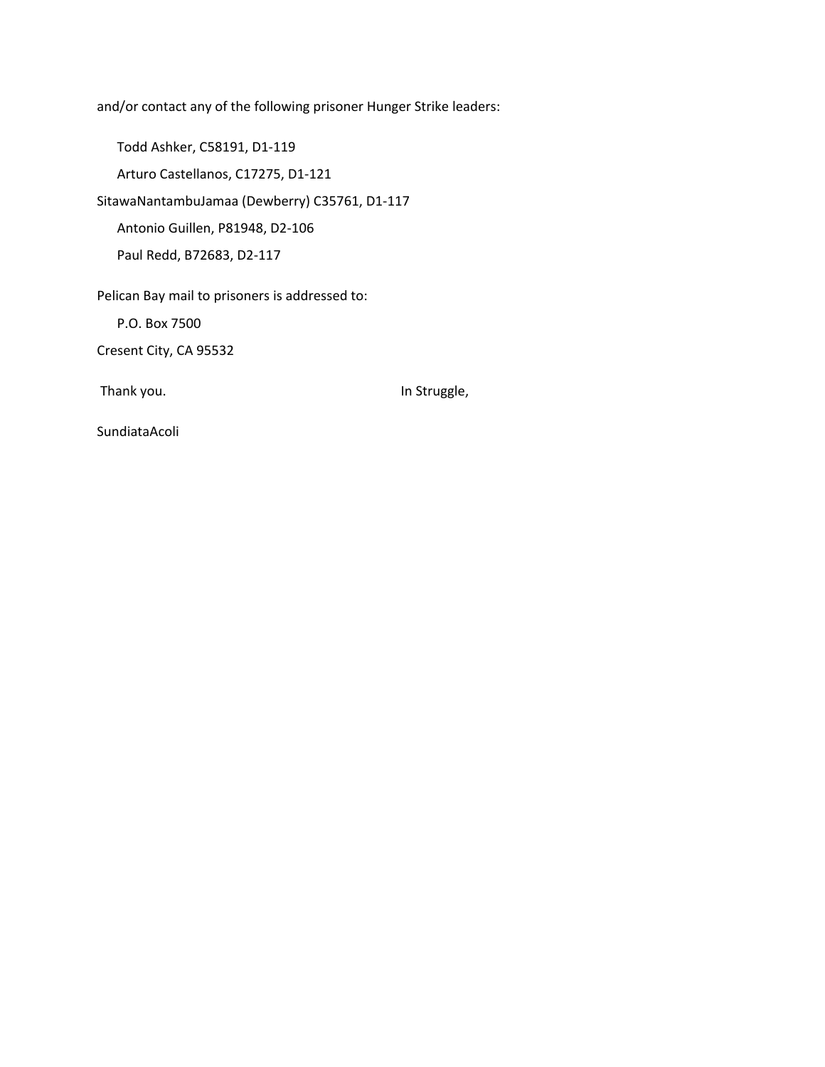and/or contact any of the following prisoner Hunger Strike leaders:

Todd Ashker, C58191, D1-119

Arturo Castellanos, C17275, D1-121

SitawaNantambuJamaa (Dewberry) C35761, D1-117

Antonio Guillen, P81948, D2-106

Paul Redd, B72683, D2-117

Pelican Bay mail to prisoners is addressed to:

P.O. Box 7500

Cresent City, CA 95532

Thank you.

In Struggle,

SundiataAcoli